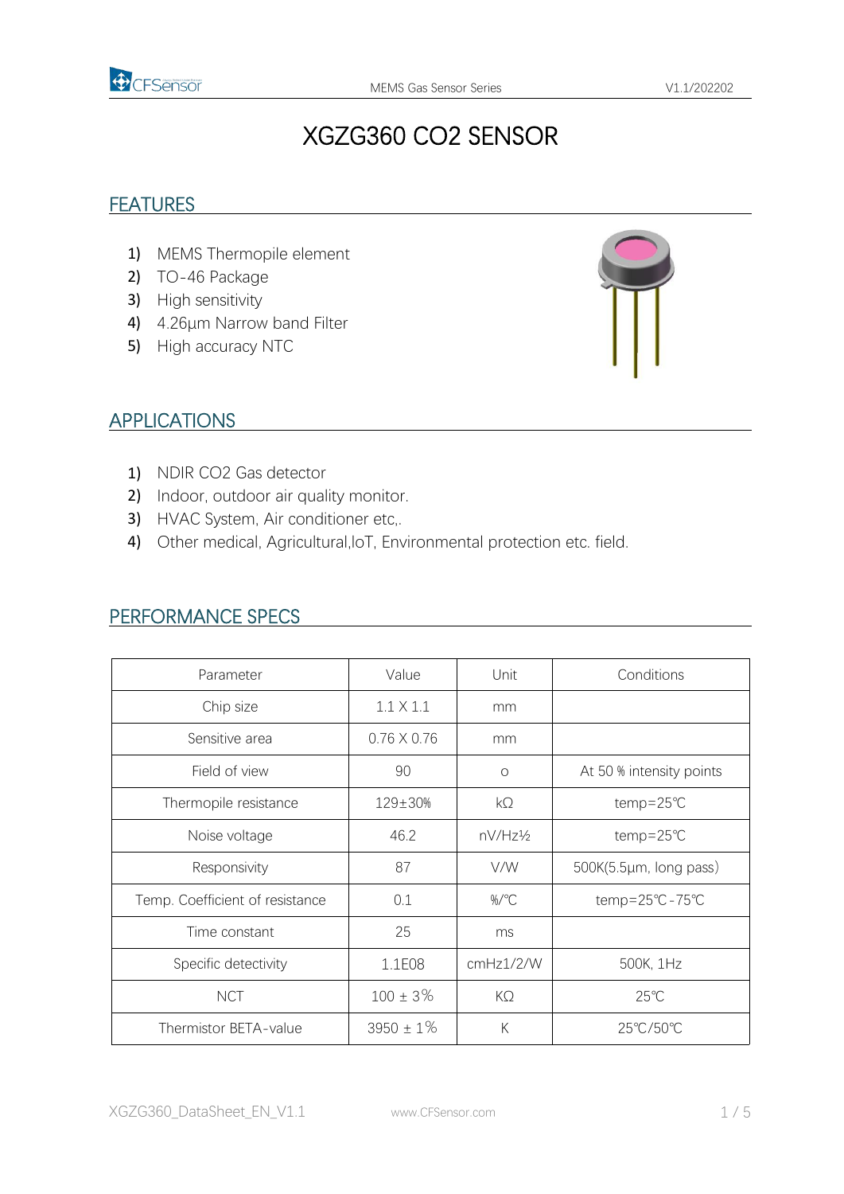# XGZG360 CO2 SENSOR

## FEATURES

1) MEMS Thermopile element
2) TO-46 Package
3) High sensitivity
4) 4.26µm Narrow band Filter
5) High accuracy NTC

## APPLICATIONS

1) NDIR CO2 Gas detector
2) Indoor, outdoor air quality monitor.
3) HVAC System, Air conditioner etc,.
4) Other medical, Agricultural,IoT, Environmental protection etc. field.

## PERFORMANCE SPECS

| Parameter | Value | Unit | Conditions |
|---|---|---|---|
| Chip size | 1.1 X 1.1 | mm | |
| Sensitive area | 0.76 X 0.76 | mm | |
| Field of view | 90 | o | At 50 % intensity points |
| Thermopile resistance | 129±30% | kΩ | temp=25℃ |
| Noise voltage | 46.2 | nV/Hz½ | temp=25℃ |
| Responsivity | 87 | V/W | 500K(5.5µm, long pass) |
| Temp. Coefficient of resistance | 0.1 | %/℃ | temp=25℃-75℃ |
| Time constant | 25 | ms | |
| Specific detectivity | 1.1E08 | cmHz1/2/W | 500K, 1Hz |
| NCT | 100 ± 3% | KΩ | 25℃ |
| Thermistor BETA-value | 3950 ± 1% | K | 25℃/50℃ |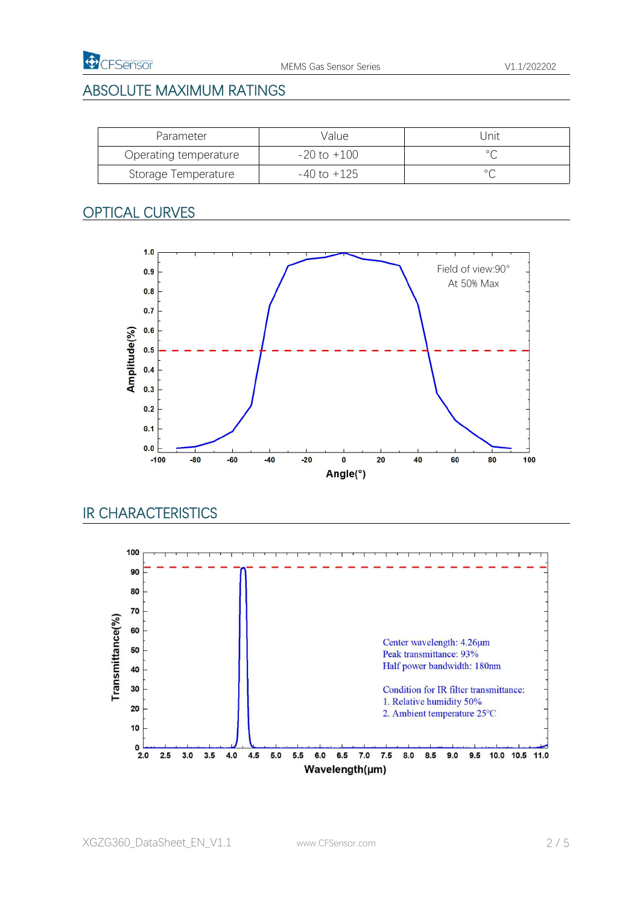## ABSOLUTE MAXIMUM RATINGS

| Parameter | Value | Unit |
|---|---|---|
| Operating temperature | -20 to +100 | °C |
| Storage Temperature | -40 to +125 | °C |

## OPTICAL CURVES

Field of view:90°
At 50% Max

## IR CHARACTERISTICS

Center wavelength: 4.26μm
Peak transmittance: 93%
Half power bandwidth: 180nm

Condition for IR filter transmittance:
1. Relative humidity 50%
2. Ambient temperature 25°C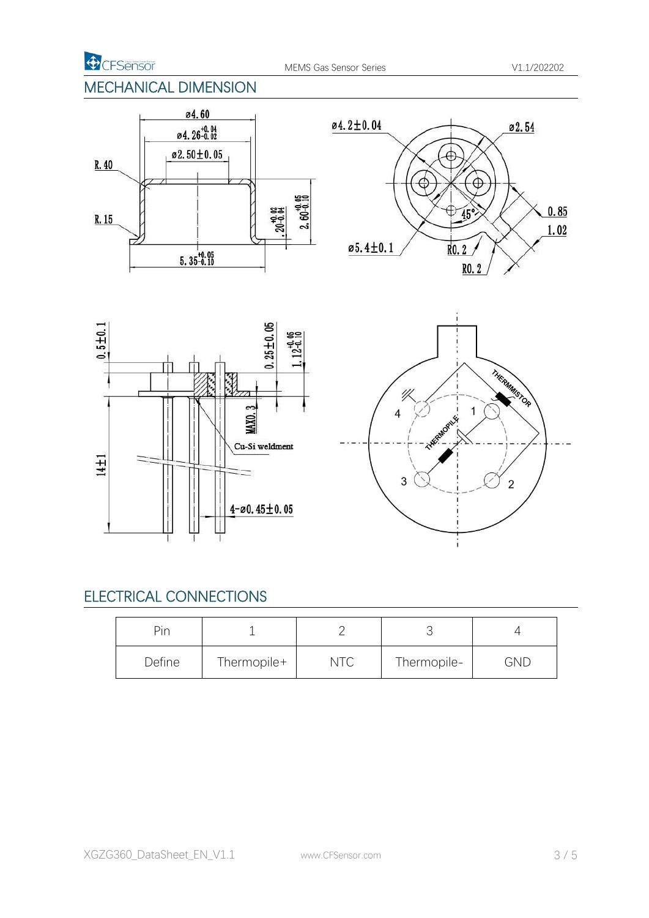## MECHANICAL DIMENSION

## ELECTRICAL CONNECTIONS

| Pin | 1 | 2 | 3 | 4 |
|---|---|---|---|---|
| Define | Thermopile+ | NTC | Thermopile- | GND |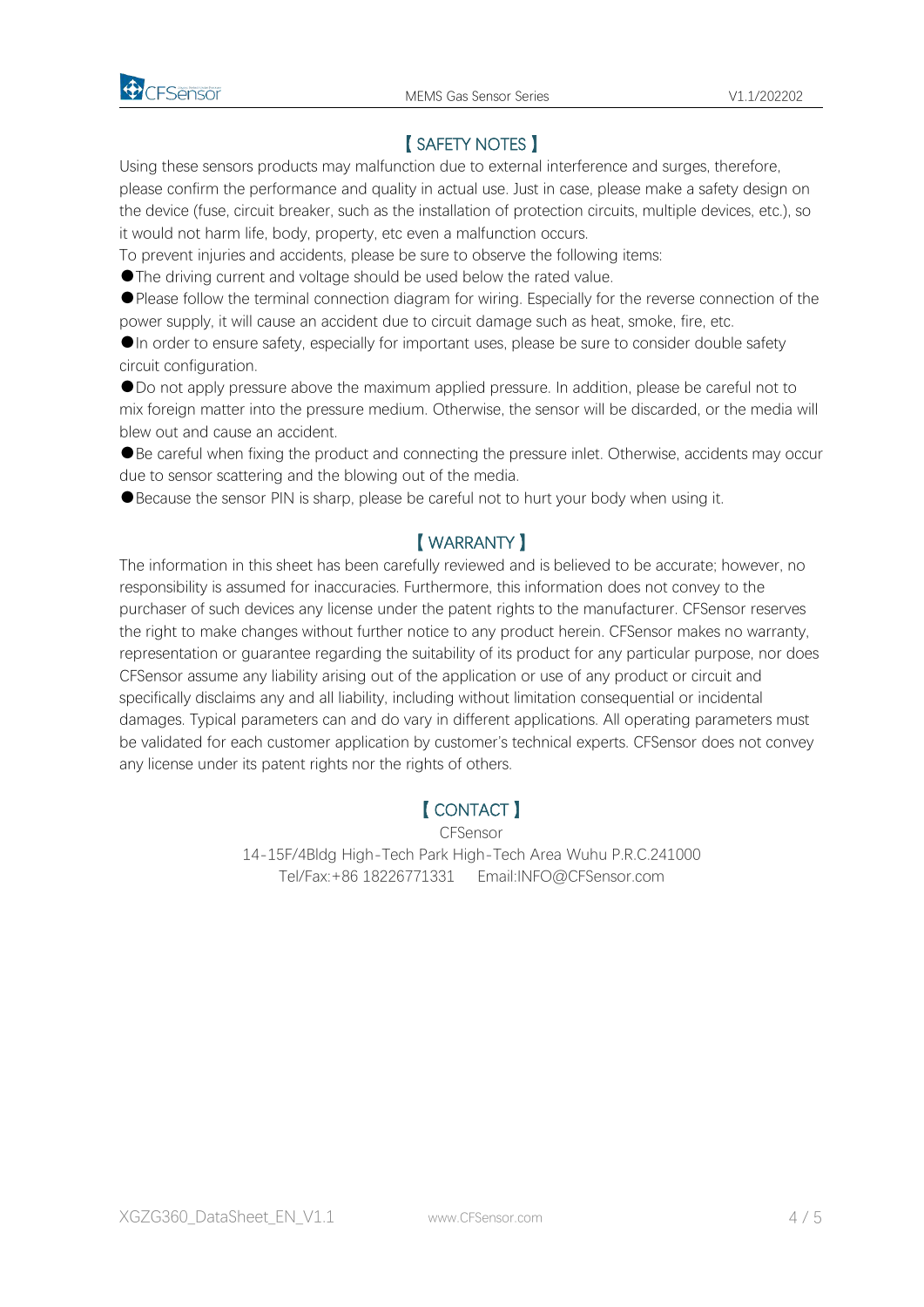## 【SAFETY NOTES】

Using these sensors products may malfunction due to external interference and surges, therefore, please confirm the performance and quality in actual use. Just in case, please make a safety design on the device (fuse, circuit breaker, such as the installation of protection circuits, multiple devices, etc.), so it would not harm life, body, property, etc even a malfunction occurs.

To prevent injuries and accidents, please be sure to observe the following items:

●The driving current and voltage should be used below the rated value.

●Please follow the terminal connection diagram for wiring. Especially for the reverse connection of the power supply, it will cause an accident due to circuit damage such as heat, smoke, fire, etc.

●In order to ensure safety, especially for important uses, please be sure to consider double safety circuit configuration.

●Do not apply pressure above the maximum applied pressure. In addition, please be careful not to mix foreign matter into the pressure medium. Otherwise, the sensor will be discarded, or the media will blew out and cause an accident.

●Be careful when fixing the product and connecting the pressure inlet. Otherwise, accidents may occur due to sensor scattering and the blowing out of the media.

●Because the sensor PIN is sharp, please be careful not to hurt your body when using it.

## 【WARRANTY】

The information in this sheet has been carefully reviewed and is believed to be accurate; however, no responsibility is assumed for inaccuracies. Furthermore, this information does not convey to the purchaser of such devices any license under the patent rights to the manufacturer. CFSensor reserves the right to make changes without further notice to any product herein. CFSensor makes no warranty, representation or guarantee regarding the suitability of its product for any particular purpose, nor does CFSensor assume any liability arising out of the application or use of any product or circuit and specifically disclaims any and all liability, including without limitation consequential or incidental damages. Typical parameters can and do vary in different applications. All operating parameters must be validated for each customer application by customer's technical experts. CFSensor does not convey any license under its patent rights nor the rights of others.

## 【CONTACT】

CFSensor

14-15F/4Bldg High-Tech Park High-Tech Area Wuhu P.R.C.241000

Tel/Fax:+86 18226771331　　Email:INFO@CFSensor.com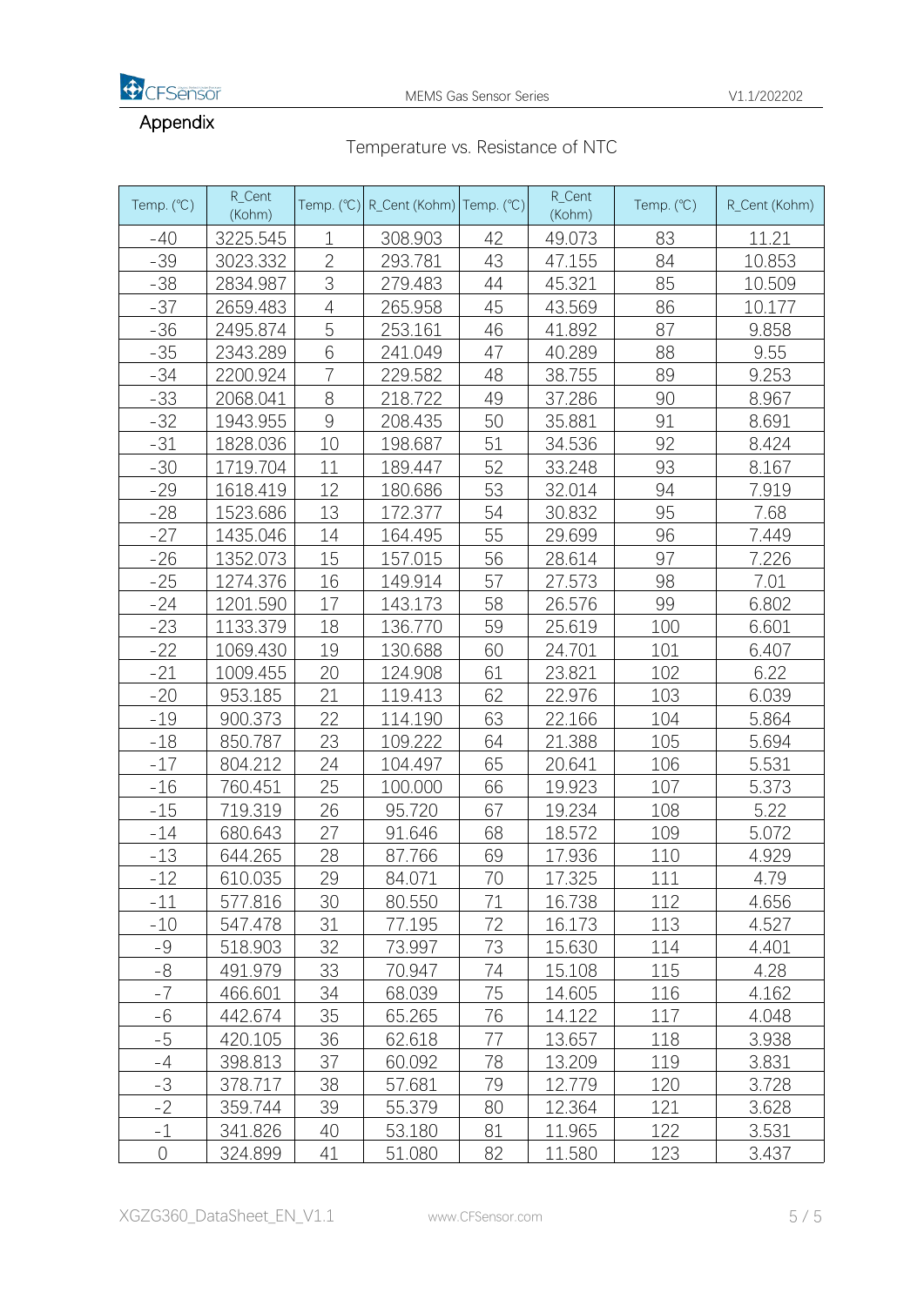## Appendix

Temperature vs. Resistance of NTC

| Temp. (℃) | R_Cent (Kohm) | Temp. (℃) | R_Cent (Kohm) | Temp. (℃) | R_Cent (Kohm) | Temp. (℃) | R_Cent (Kohm) |
|---|---|---|---|---|---|---|---|
| -40 | 3225.545 | 1 | 308.903 | 42 | 49.073 | 83 | 11.21 |
| -39 | 3023.332 | 2 | 293.781 | 43 | 47.155 | 84 | 10.853 |
| -38 | 2834.987 | 3 | 279.483 | 44 | 45.321 | 85 | 10.509 |
| -37 | 2659.483 | 4 | 265.958 | 45 | 43.569 | 86 | 10.177 |
| -36 | 2495.874 | 5 | 253.161 | 46 | 41.892 | 87 | 9.858 |
| -35 | 2343.289 | 6 | 241.049 | 47 | 40.289 | 88 | 9.55 |
| -34 | 2200.924 | 7 | 229.582 | 48 | 38.755 | 89 | 9.253 |
| -33 | 2068.041 | 8 | 218.722 | 49 | 37.286 | 90 | 8.967 |
| -32 | 1943.955 | 9 | 208.435 | 50 | 35.881 | 91 | 8.691 |
| -31 | 1828.036 | 10 | 198.687 | 51 | 34.536 | 92 | 8.424 |
| -30 | 1719.704 | 11 | 189.447 | 52 | 33.248 | 93 | 8.167 |
| -29 | 1618.419 | 12 | 180.686 | 53 | 32.014 | 94 | 7.919 |
| -28 | 1523.686 | 13 | 172.377 | 54 | 30.832 | 95 | 7.68 |
| -27 | 1435.046 | 14 | 164.495 | 55 | 29.699 | 96 | 7.449 |
| -26 | 1352.073 | 15 | 157.015 | 56 | 28.614 | 97 | 7.226 |
| -25 | 1274.376 | 16 | 149.914 | 57 | 27.573 | 98 | 7.01 |
| -24 | 1201.590 | 17 | 143.173 | 58 | 26.576 | 99 | 6.802 |
| -23 | 1133.379 | 18 | 136.770 | 59 | 25.619 | 100 | 6.601 |
| -22 | 1069.430 | 19 | 130.688 | 60 | 24.701 | 101 | 6.407 |
| -21 | 1009.455 | 20 | 124.908 | 61 | 23.821 | 102 | 6.22 |
| -20 | 953.185 | 21 | 119.413 | 62 | 22.976 | 103 | 6.039 |
| -19 | 900.373 | 22 | 114.190 | 63 | 22.166 | 104 | 5.864 |
| -18 | 850.787 | 23 | 109.222 | 64 | 21.388 | 105 | 5.694 |
| -17 | 804.212 | 24 | 104.497 | 65 | 20.641 | 106 | 5.531 |
| -16 | 760.451 | 25 | 100.000 | 66 | 19.923 | 107 | 5.373 |
| -15 | 719.319 | 26 | 95.720 | 67 | 19.234 | 108 | 5.22 |
| -14 | 680.643 | 27 | 91.646 | 68 | 18.572 | 109 | 5.072 |
| -13 | 644.265 | 28 | 87.766 | 69 | 17.936 | 110 | 4.929 |
| -12 | 610.035 | 29 | 84.071 | 70 | 17.325 | 111 | 4.79 |
| -11 | 577.816 | 30 | 80.550 | 71 | 16.738 | 112 | 4.656 |
| -10 | 547.478 | 31 | 77.195 | 72 | 16.173 | 113 | 4.527 |
| -9 | 518.903 | 32 | 73.997 | 73 | 15.630 | 114 | 4.401 |
| -8 | 491.979 | 33 | 70.947 | 74 | 15.108 | 115 | 4.28 |
| -7 | 466.601 | 34 | 68.039 | 75 | 14.605 | 116 | 4.162 |
| -6 | 442.674 | 35 | 65.265 | 76 | 14.122 | 117 | 4.048 |
| -5 | 420.105 | 36 | 62.618 | 77 | 13.657 | 118 | 3.938 |
| -4 | 398.813 | 37 | 60.092 | 78 | 13.209 | 119 | 3.831 |
| -3 | 378.717 | 38 | 57.681 | 79 | 12.779 | 120 | 3.728 |
| -2 | 359.744 | 39 | 55.379 | 80 | 12.364 | 121 | 3.628 |
| -1 | 341.826 | 40 | 53.180 | 81 | 11.965 | 122 | 3.531 |
| 0 | 324.899 | 41 | 51.080 | 82 | 11.580 | 123 | 3.437 |